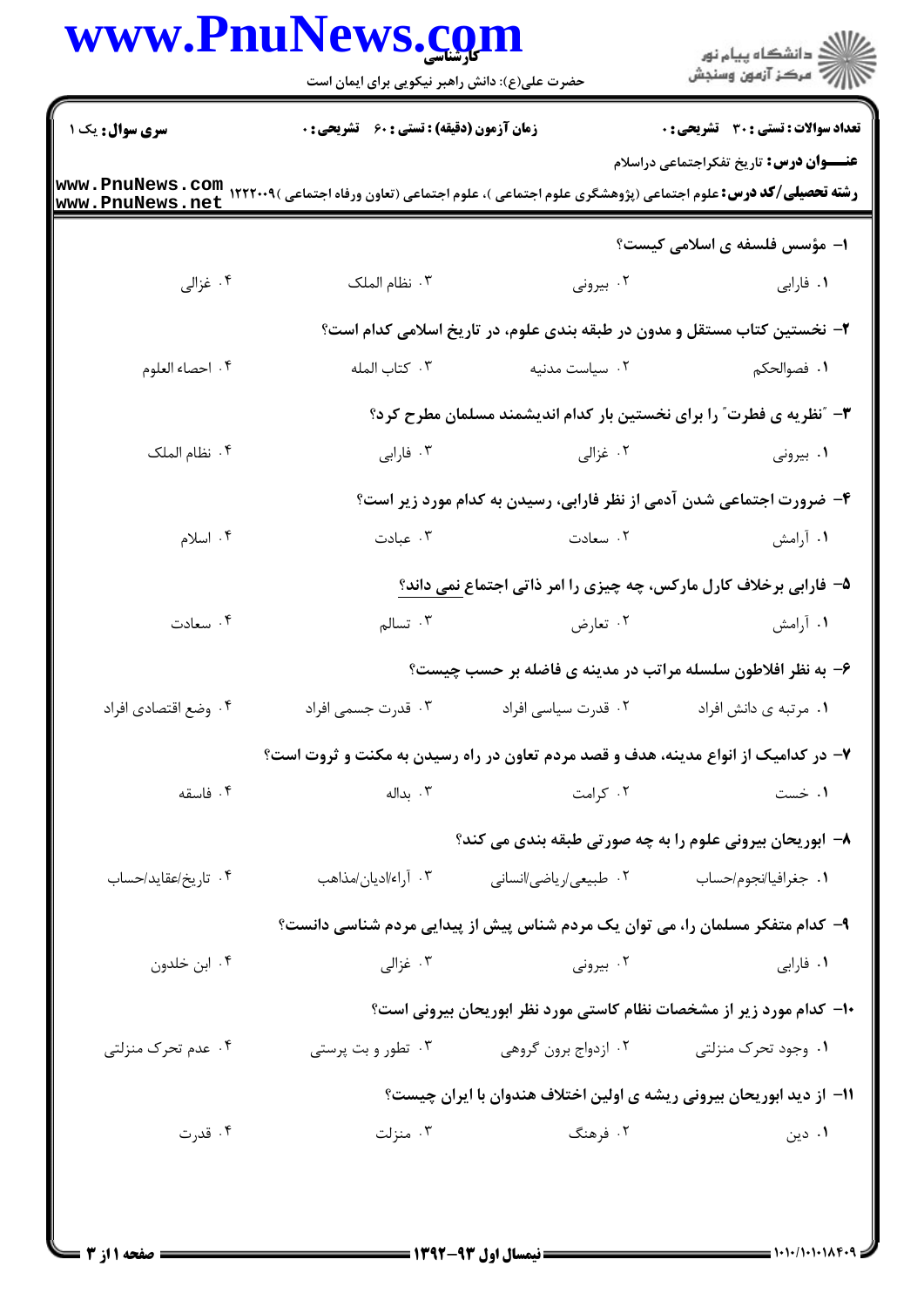**سری سوال:** یک ۱ | **زمان آزمون (دقیقه) : تستی : ۶۰ تشریحی : ۰** | **تعداد سوالات : تستی : ۳۰ تشریحی : ۰**

**عنـــوان درس:** تاریخ تفکراجتماعی دراسلام

**رشته تحصیلی/کد درس:** علوم اجتماعی (پژوهشگری علوم اجتماعی )، علوم اجتماعی (تعاون ورفاه اجتماعی )۱۲۲۲۰۰۹

۱- مؤسس فلسفه ی اسلامی کیست؟

۱. فارابی ۲. بیرونی ۳. نظام الملک ۴. غزالی

۲- نخستین کتاب مستقل و مدون در طبقه بندی علوم، در تاریخ اسلامی کدام است؟

۱. فصوالحکم ۲. سیاست مدنیه ۳. کتاب المله ۴. احصاء العلوم

۳- "نظریه ی فطرت" را برای نخستین بار کدام اندیشمند مسلمان مطرح کرد؟

۱. بیرونی ۲. غزالی ۳. فارابی ۴. نظام الملک

۴- ضرورت اجتماعی شدن آدمی از نظر فارابی، رسیدن به کدام مورد زیر است؟

۱. آرامش ۲. سعادت ۳. عبادت ۴. اسلام

۵- فارابی برخلاف کارل مارکس، چه چیزی را امر ذاتی اجتماع نمی داند؟

۱. آرامش ۲. تعارض ۳. تسالم ۴. سعادت

۶- به نظر افلاطون سلسله مراتب در مدینه ی فاضله بر حسب چیست؟

۱. مرتبه ی دانش افراد ۲. قدرت سیاسی افراد ۳. قدرت جسمی افراد ۴. وضع اقتصادی افراد

۷- در کدامیک از انواع مدینه، هدف و قصد مردم تعاون در راه رسیدن به مکنت و ثروت است؟

۱. خست ۲. کرامت ۳. بداله ۴. فاسقه

۸- ابوریحان بیرونی علوم را به چه صورتی طبقه بندی می کند؟

۱. جغرافیا/نجوم/حساب ۲. طبیعی/ریاضی/انسانی ۳. آراء/ادیان/مذاهب ۴. تاریخ/عقاید/حساب

۹- کدام متفکر مسلمان را، می توان یک مردم شناس پیش از پیدایی مردم شناسی دانست؟

۱. فارابی ۲. بیرونی ۳. غزالی ۴. ابن خلدون

۱۰- کدام مورد زیر از مشخصات نظام کاستی مورد نظر ابوریحان بیرونی است؟

۱. وجود تحرک منزلتی ۲. ازدواج برون گروهی ۳. تطور و بت پرستی ۴. عدم تحرک منزلتی

۱۱- از دید ابوریحان بیرونی ریشه ی اولین اختلاف هندوان با ایران چیست؟

۱. دین ۲. فرهنگ ۳. منزلت ۴. قدرت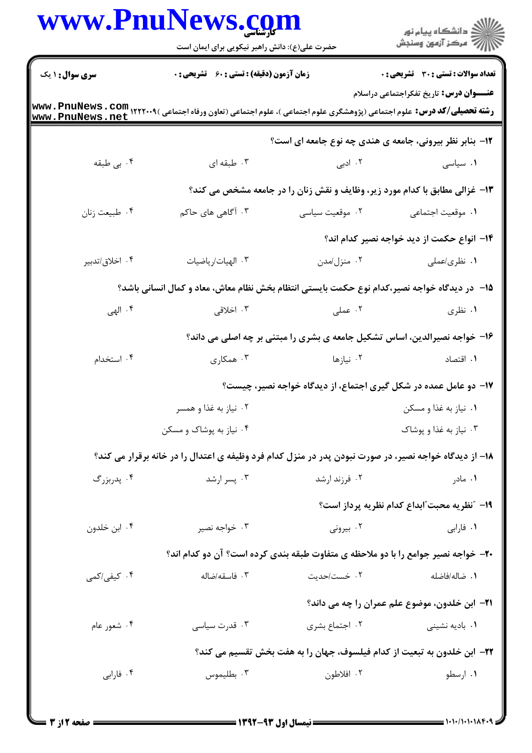۱۲- بنابر نظر بیرونی، جامعه ی هندی چه نوع جامعه ای است؟

۱. سیاسی
۲. ادبی
۳. طبقه ای
۴. بی طبقه

۱۳- غزالی مطابق با کدام مورد زیر، وظایف و نقش زنان را در جامعه مشخص می کند؟

۱. موقعیت اجتماعی
۲. موقعیت سیاسی
۳. آگاهی های حاکم
۴. طبیعت زنان

۱۴- انواع حکمت از دید خواجه نصیر کدام اند؟

۱. نظری/عملی
۲. منزل/مدن
۳. الهیات/ریاضیات
۴. اخلاق/تدبیر

۱۵- در دیدگاه خواجه نصیر،کدام نوع حکمت بایستی انتظام بخش نظام معاش، معاد و کمال انسانی باشد؟

۱. نظری
۲. عملی
۳. اخلاقی
۴. الهی

۱۶- خواجه نصیرالدین، اساس تشکیل جامعه ی بشری را مبتنی بر چه اصلی می داند؟

۱. اقتصاد
۲. نیازها
۳. همکاری
۴. استخدام

۱۷- دو عامل عمده در شکل گیری اجتماع، از دیدگاه خواجه نصیر، چیست؟

۱. نیاز به غذا و مسکن
۲. نیاز به غذا و همسر
۳. نیاز به غذا و پوشاک
۴. نیاز به پوشاک و مسکن

۱۸- از دیدگاه خواجه نصیر، در صورت نبودن پدر در منزل کدام فرد وظیفه ی اعتدال را در خانه برقرار می کند؟

۱. مادر
۲. فرزند ارشد
۳. پسر ارشد
۴. پدربزرگ

۱۹- "نظریه محبت"ابداع کدام نظریه پرداز است؟

۱. فارابی
۲. بیرونی
۳. خواجه نصیر
۴. ابن خلدون

۲۰- خواجه نصیر جوامع را با دو ملاحظه ی متفاوت طبقه بندی کرده است؟ آن دو کدام اند؟

۱. ضاله/فاضله
۲. خست/حدیت
۳. فاسقه/ضاله
۴. کیفی/کمی

۲۱- ابن خلدون، موضوع علم عمران را چه می داند؟

۱. بادیه نشینی
۲. اجتماع بشری
۳. قدرت سیاسی
۴. شعور عام

۲۲- ابن خلدون به تبعیت از کدام فیلسوف، جهان را به هفت بخش تقسیم می کند؟

۱. ارسطو
۲. افلاطون
۳. بطلیموس
۴. فارابی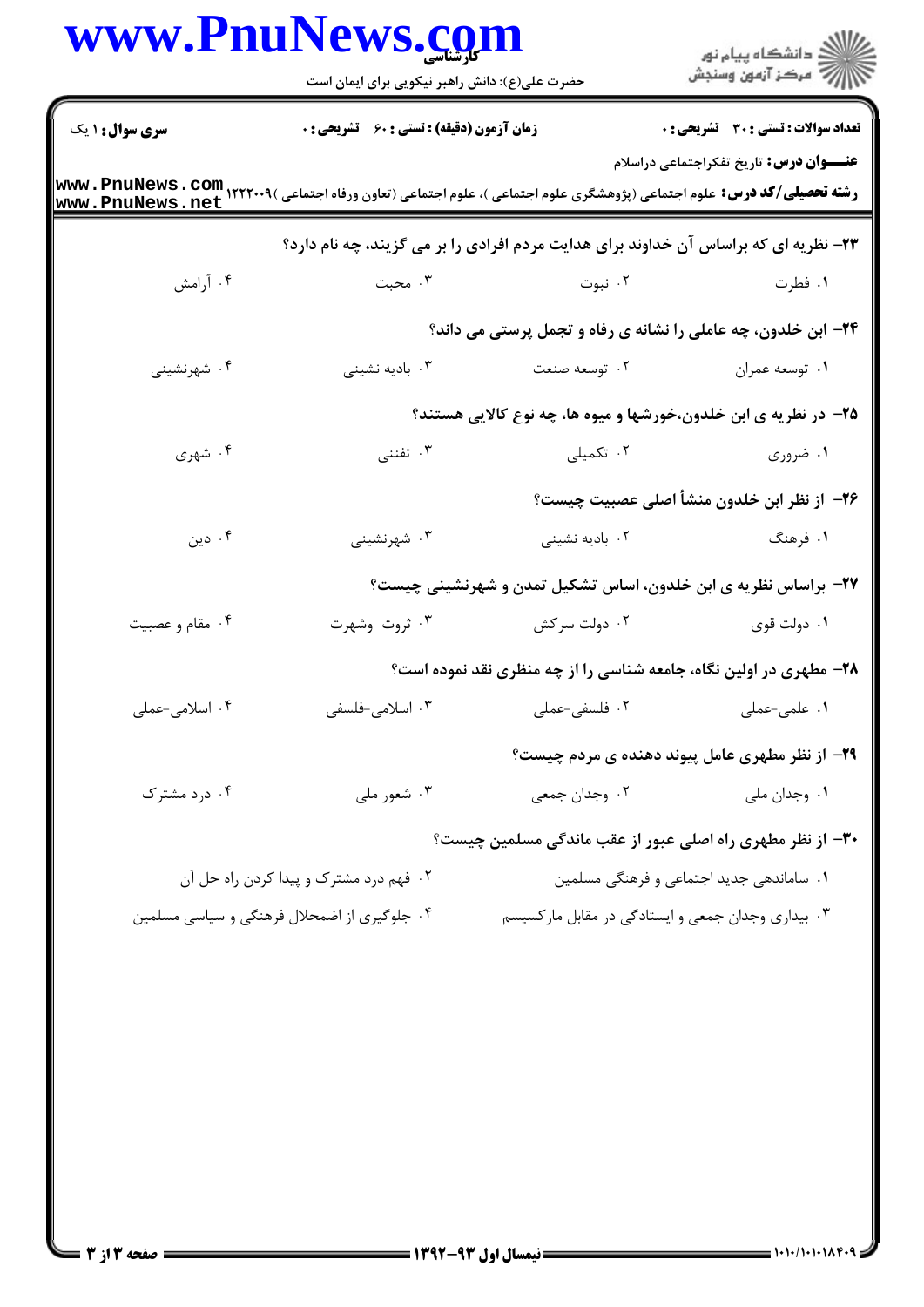**سری سوال:** ۱ یک

**زمان آزمون (دقیقه) : تستی :** ۶۰ **تشریحی :** ۰

**تعداد سوالات : تستی :** ۳۰ **تشریحی :** ۰

**عنـــوان درس:** تاریخ تفکراجتماعی دراسلام

**رشته تحصیلی/کد درس:** علوم اجتماعی (پژوهشگری علوم اجتماعی )، علوم اجتماعی (تعاون ورفاه اجتماعی )۱۲۲۲۰۰۹

۲۳- نظریه ای که براساس آن خداوند برای هدایت مردم افرادی را بر می گزیند، چه نام دارد؟

۱. فطرت
۲. نبوت
۳. محبت
۴. آرامش

۲۴- ابن خلدون، چه عاملی را نشانه ی رفاه و تجمل پرستی می داند؟

۱. توسعه عمران
۲. توسعه صنعت
۳. بادیه نشینی
۴. شهرنشینی

۲۵- در نظریه ی ابن خلدون،خورشها و میوه ها، چه نوع کالایی هستند؟

۱. ضروری
۲. تکمیلی
۳. تفننی
۴. شهری

۲۶- از نظر ابن خلدون منشأ اصلی عصبیت چیست؟

۱. فرهنگ
۲. بادیه نشینی
۳. شهرنشینی
۴. دین

۲۷- براساس نظریه ی ابن خلدون، اساس تشکیل تمدن و شهرنشینی چیست؟

۱. دولت قوی
۲. دولت سرکش
۳. ثروت وشهرت
۴. مقام و عصبیت

۲۸- مطهری در اولین نگاه، جامعه شناسی را از چه منظری نقد نموده است؟

۱. علمی-عملی
۲. فلسفی-عملی
۳. اسلامی-فلسفی
۴. اسلامی-عملی

۲۹- از نظر مطهری عامل پیوند دهنده ی مردم چیست؟

۱. وجدان ملی
۲. وجدان جمعی
۳. شعور ملی
۴. درد مشترک

۳۰- از نظر مطهری راه اصلی عبور از عقب ماندگی مسلمین چیست؟

۱. ساماندهی جدید اجتماعی و فرهنگی مسلمین
۲. فهم درد مشترک و پیدا کردن راه حل آن
۳. بیداری وجدان جمعی و ایستادگی در مقابل مارکسیسم
۴. جلوگیری از اضمحلال فرهنگی و سیاسی مسلمین